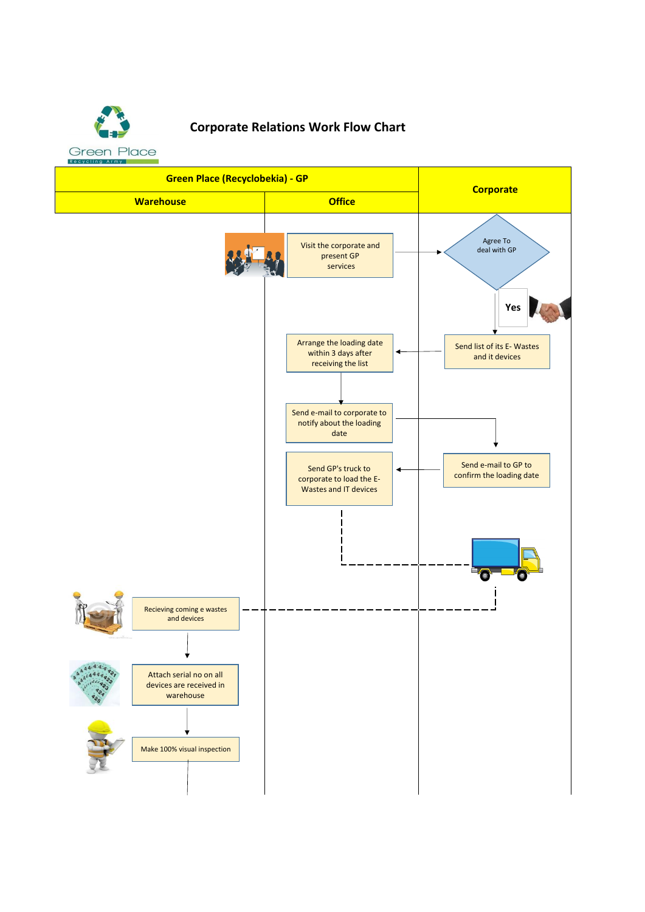Green Place
Recycling Army

# Corporate Relations Work Flow Chart

| Green Place (Recyclobekia) - GP | | Corporate |
|---|---|---|
| **Warehouse** | **Office** | |
| | Visit the corporate and present GP services | Agree To deal with GP |
| | | Yes |
| | Arrange the loading date within 3 days after receiving the list | Send list of its E- Wastes and it devices |
| | Send e-mail to corporate to notify about the loading date | |
| | Send GP's truck to corporate to load the E-Wastes and IT devices | Send e-mail to GP to confirm the loading date |
| Recieving coming e wastes and devices | | |
| Attach serial no on all devices are received in warehouse | | |
| Make 100% visual inspection | | |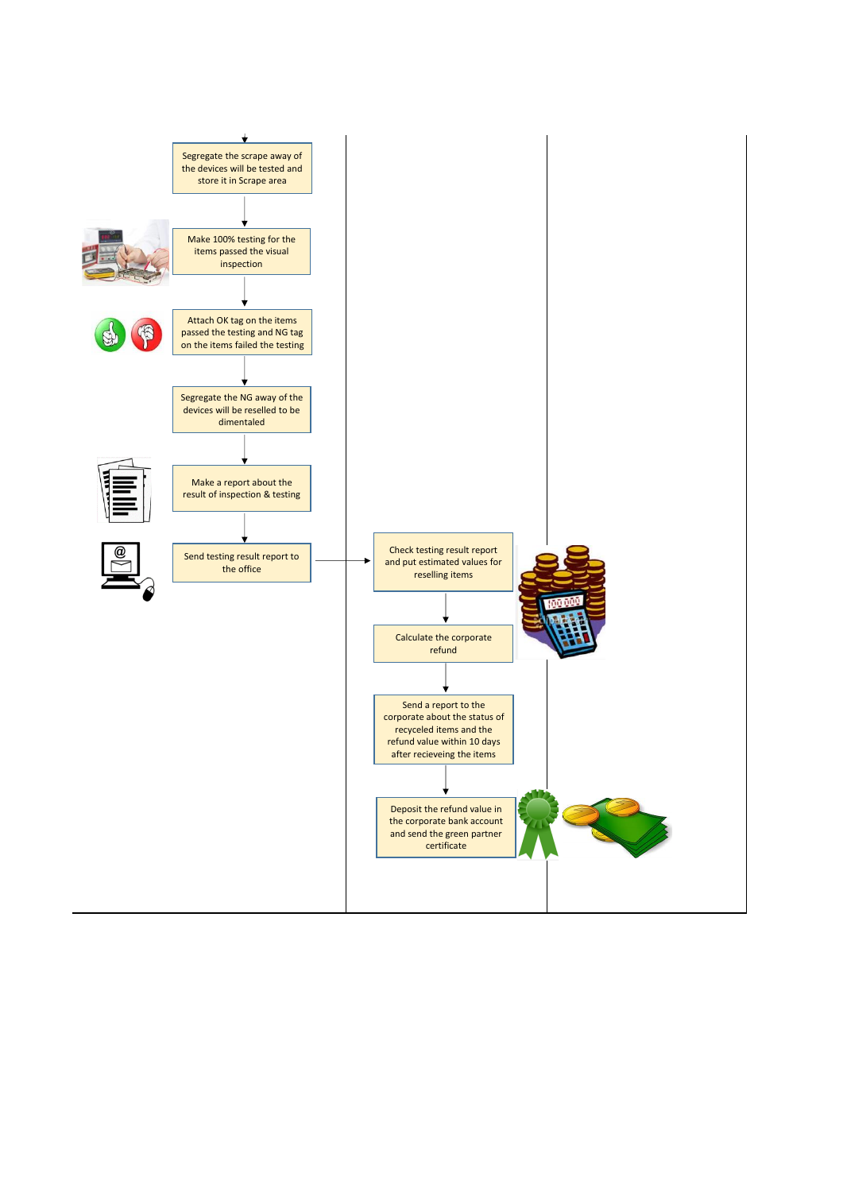Segregate the scrape away of the devices will be tested and store it in Scrape area

Make 100% testing for the items passed the visual inspection

Attach OK tag on the items passed the testing and NG tag on the items failed the testing

Segregate the NG away of the devices will be reselled to be dimentaled

Make a report about the result of inspection & testing

Send testing result report to the office

Check testing result report and put estimated values for reselling items

Calculate the corporate refund

Send a report to the corporate about the status of recycled items and the refund value within 10 days after recieveing the items

Deposit the refund value in the corporate bank account and send the green partner certificate